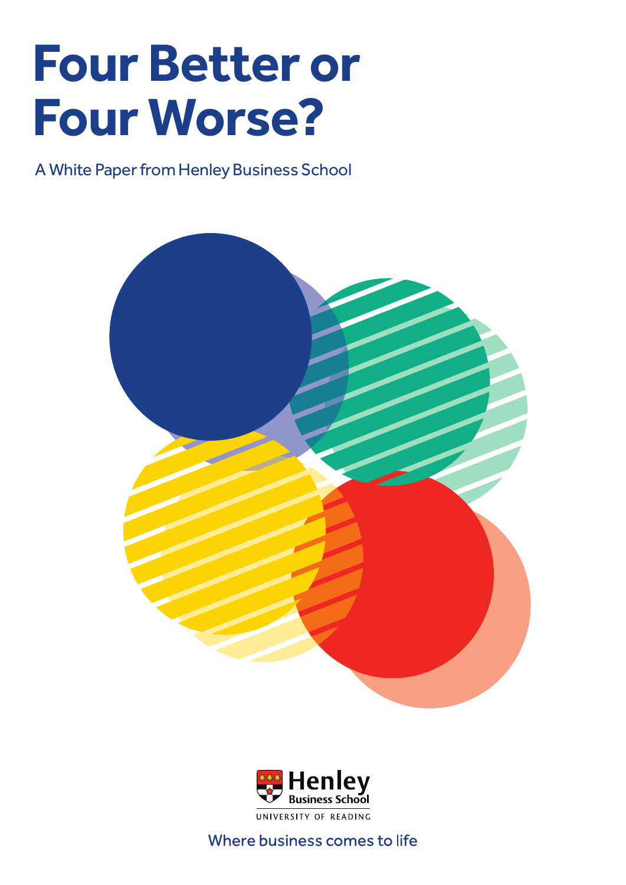# Four Better or Four Worse?

A White Paper from Henley Business School

Henley Business School

UNIVERSITY OF READING

Where business comes to life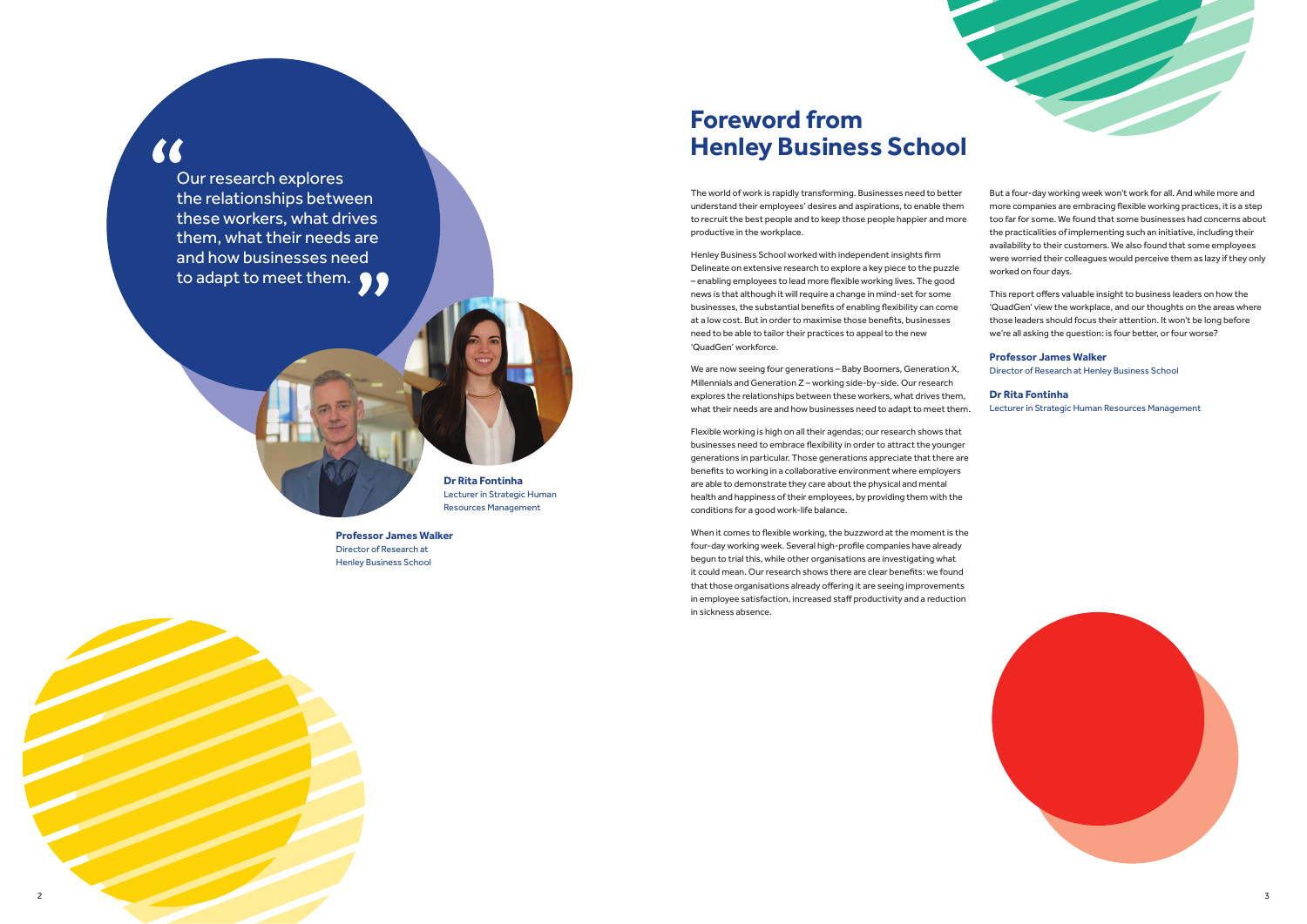> Our research explores the relationships between these workers, what drives them, what their needs are and how businesses need to adapt to meet them.

**Dr Rita Fontinha**
Lecturer in Strategic Human Resources Management

**Professor James Walker**
Director of Research at Henley Business School

# Foreword from Henley Business School

The world of work is rapidly transforming. Businesses need to better understand their employees' desires and aspirations, to enable them to recruit the best people and to keep those people happier and more productive in the workplace.

Henley Business School worked with independent insights firm Delineate on extensive research to explore a key piece to the puzzle – enabling employees to lead more flexible working lives. The good news is that although it will require a change in mind-set for some businesses, the substantial benefits of enabling flexibility can come at a low cost. But in order to maximise those benefits, businesses need to be able to tailor their practices to appeal to the new 'QuadGen' workforce.

We are now seeing four generations – Baby Boomers, Generation X, Millennials and Generation Z – working side-by-side. Our research explores the relationships between these workers, what drives them, what their needs are and how businesses need to adapt to meet them.

Flexible working is high on all their agendas; our research shows that businesses need to embrace flexibility in order to attract the younger generations in particular. Those generations appreciate that there are benefits to working in a collaborative environment where employers are able to demonstrate they care about the physical and mental health and happiness of their employees, by providing them with the conditions for a good work-life balance.

When it comes to flexible working, the buzzword at the moment is the four-day working week. Several high-profile companies have already begun to trial this, while other organisations are investigating what it could mean. Our research shows there are clear benefits: we found that those organisations already offering it are seeing improvements in employee satisfaction, increased staff productivity and a reduction in sickness absence.

But a four-day working week won't work for all. And while more and more companies are embracing flexible working practices, it is a step too far for some. We found that some businesses had concerns about the practicalities of implementing such an initiative, including their availability to their customers. We also found that some employees were worried their colleagues would perceive them as lazy if they only worked on four days.

This report offers valuable insight to business leaders on how the 'QuadGen' view the workplace, and our thoughts on the areas where those leaders should focus their attention. It won't be long before we're all asking the question: is four better, or four worse?

**Professor James Walker**
Director of Research at Henley Business School

**Dr Rita Fontinha**
Lecturer in Strategic Human Resources Management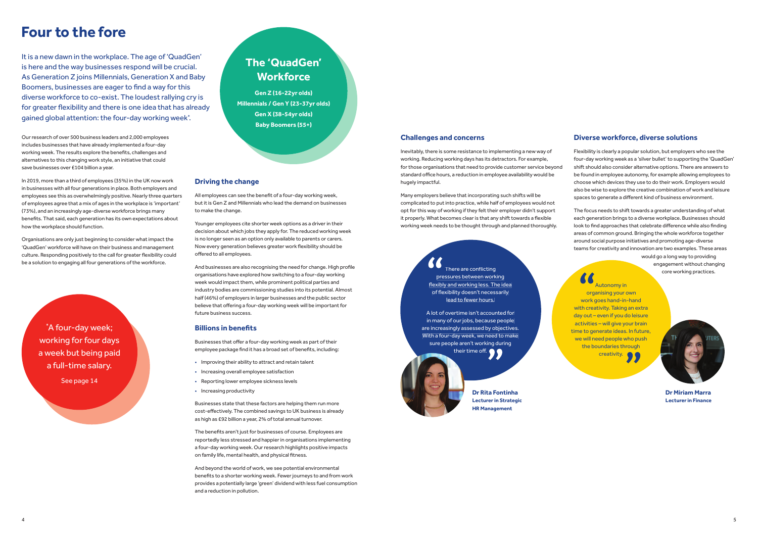# Four to the fore

It is a new dawn in the workplace. The age of 'QuadGen' is here and the way businesses respond will be crucial. As Generation Z joins Millennials, Generation X and Baby Boomers, businesses are eager to find a way for this diverse workforce to co-exist. The loudest rallying cry is for greater flexibility and there is one idea that has already gained global attention: the four-day working week*.

Our research of over 500 business leaders and 2,000 employees includes businesses that have already implemented a four-day working week. The results explore the benefits, challenges and alternatives to this changing work style, an initiative that could save businesses over £104 billion a year.

In 2019, more than a third of employees (35%) in the UK now work in businesses with all four generations in place. Both employers and employees see this as overwhelmingly positive. Nearly three quarters of employees agree that a mix of ages in the workplace is 'important' (73%), and an increasingly age-diverse workforce brings many benefits. That said, each generation has its own expectations about how the workplace should function.

Organisations are only just beginning to consider what impact the 'QuadGen' workforce will have on their business and management culture. Responding positively to the call for greater flexibility could be a solution to engaging all four generations of the workforce.

*A four-day week; working for four days a week but being paid a full-time salary.

See page 14

## The 'QuadGen' Workforce

**Gen Z (16-22yr olds)**
**Millennials / Gen Y (23-37yr olds)**
**Gen X (38-54yr olds)**
**Baby Boomers (55+)**

### Driving the change

All employees can see the benefit of a four-day working week, but it is Gen Z and Millennials who lead the demand on businesses to make the change.

Younger employees cite shorter week options as a driver in their decision about which jobs they apply for. The reduced working week is no longer seen as an option only available to parents or carers. Now every generation believes greater work flexibility should be offered to all employees.

And businesses are also recognising the need for change. High profile organisations have explored how switching to a four-day working week would impact them, while prominent political parties and industry bodies are commissioning studies into its potential. Almost half (46%) of employers in larger businesses and the public sector believe that offering a four-day working week will be important for future business success.

### Billions in benefits

Businesses that offer a four-day working week as part of their employee package find it has a broad set of benefits, including:

- Improving their ability to attract and retain talent
- Increasing overall employee satisfaction
- Reporting lower employee sickness levels
- Increasing productivity

Businesses state that these factors are helping them run more cost-effectively. The combined savings to UK business is already as high as £92 billion a year, 2% of total annual turnover.

The benefits aren't just for businesses of course. Employees are reportedly less stressed and happier in organisations implementing a four-day working week. Our research highlights positive impacts on family life, mental health, and physical fitness.

And beyond the world of work, we see potential environmental benefits to a shorter working week. Fewer journeys to and from work provides a potentially large 'green' dividend with less fuel consumption and a reduction in pollution.

### Challenges and concerns

Inevitably, there is some resistance to implementing a new way of working. Reducing working days has its detractors. For example, for those organisations that need to provide customer service beyond standard office hours, a reduction in employee availability would be hugely impactful.

Many employers believe that incorporating such shifts will be complicated to put into practice, while half of employees would not opt for this way of working if they felt their employer didn't support it properly. What becomes clear is that any shift towards a flexible working week needs to be thought through and planned thoroughly.

"There are conflicting pressures between working flexibly and working less. The idea of flexibility doesn't necessarily lead to fewer hours.

A lot of overtime isn't accounted for in many of our jobs, because people are increasingly assessed by objectives. With a four-day week, we need to make sure people aren't working during their time off."

**Dr Rita Fontinha**
**Lecturer in Strategic HR Management**

### Diverse workforce, diverse solutions

Flexibility is clearly a popular solution, but employers who see the four-day working week as a 'silver bullet' to supporting the 'QuadGen' shift should also consider alternative options. There are answers to be found in employee autonomy, for example allowing employees to choose which devices they use to do their work. Employers would also be wise to explore the creative combination of work and leisure spaces to generate a different kind of business environment.

The focus needs to shift towards a greater understanding of what each generation brings to a diverse workplace. Businesses should look to find approaches that celebrate difference while also finding areas of common ground. Bringing the whole workforce together around social purpose initiatives and promoting age-diverse teams for creativity and innovation are two examples. These areas would go a long way to providing engagement without changing core working practices.

"Autonomy in organising your own work goes hand-in-hand with creativity. Taking an extra day out – even if you do leisure activities – will give your brain time to generate ideas. In future, we will need people who push the boundaries through creativity."

**Dr Miriam Marra**
**Lecturer in Finance**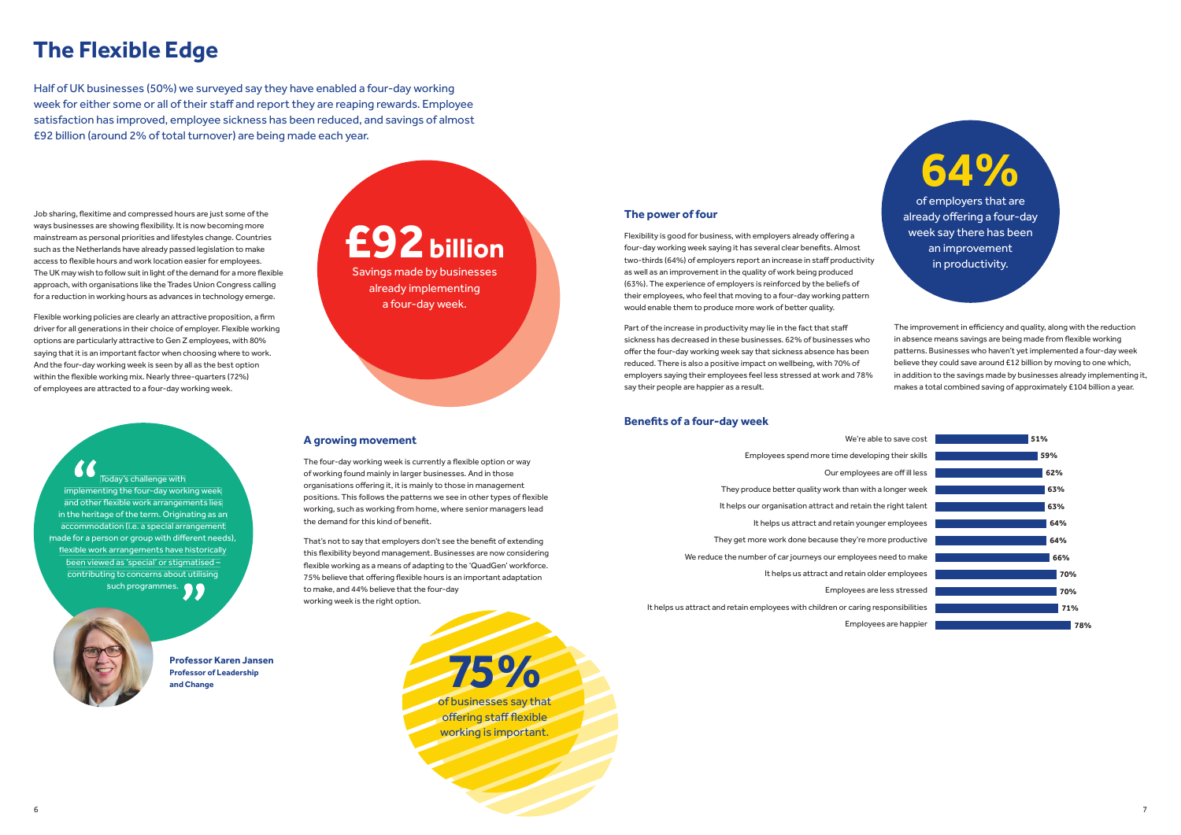# The Flexible Edge

Half of UK businesses (50%) we surveyed say they have enabled a four-day working week for either some or all of their staff and report they are reaping rewards. Employee satisfaction has improved, employee sickness has been reduced, and savings of almost £92 billion (around 2% of total turnover) are being made each year.

Job sharing, flexitime and compressed hours are just some of the ways businesses are showing flexibility. It is now becoming more mainstream as personal priorities and lifestyles change. Countries such as the Netherlands have already passed legislation to make access to flexible hours and work location easier for employees. The UK may wish to follow suit in light of the demand for a more flexible approach, with organisations like the Trades Union Congress calling for a reduction in working hours as advances in technology emerge.

Flexible working policies are clearly an attractive proposition, a firm driver for all generations in their choice of employer. Flexible working options are particularly attractive to Gen Z employees, with 80% saying that it is an important factor when choosing where to work. And the four-day working week is seen by all as the best option within the flexible working mix. Nearly three-quarters (72%) of employees are attracted to a four-day working week.

**£92 billion**
Savings made by businesses already implementing a four-day week.

> "Today's challenge with implementing the four-day working week and other flexible work arrangements lies in the heritage of the term. Originating as an accommodation (i.e. a special arrangement made for a person or group with different needs), flexible work arrangements have historically been viewed as 'special' or stigmatised – contributing to concerns about utilising such programmes."

**Professor Karen Jansen**
**Professor of Leadership and Change**

### A growing movement

The four-day working week is currently a flexible option or way of working found mainly in larger businesses. And in those organisations offering it, it is mainly to those in management positions. This follows the patterns we see in other types of flexible working, such as working from home, where senior managers lead the demand for this kind of benefit.

That's not to say that employers don't see the benefit of extending this flexibility beyond management. Businesses are now considering flexible working as a means of adapting to the 'QuadGen' workforce. 75% believe that offering flexible hours is an important adaptation to make, and 44% believe that the four-day working week is the right option.

**75%**
of businesses say that offering staff flexible working is important.

### The power of four

Flexibility is good for business, with employers already offering a four-day working week saying it has several clear benefits. Almost two-thirds (64%) of employers report an increase in staff productivity as well as an improvement in the quality of work being produced (63%). The experience of employers is reinforced by the beliefs of their employees, who feel that moving to a four-day working pattern would enable them to produce more work of better quality.

Part of the increase in productivity may lie in the fact that staff sickness has decreased in these businesses. 62% of businesses who offer the four-day working week say that sickness absence has been reduced. There is also a positive impact on wellbeing, with 70% of employers saying their employees feel less stressed at work and 78% say their people are happier as a result.

**64%**
of employers that are already offering a four-day week say there has been an improvement in productivity.

The improvement in efficiency and quality, along with the reduction in absence means savings are being made from flexible working patterns. Businesses who haven't yet implemented a four-day week believe they could save around £12 billion by moving to one which, in addition to the savings made by businesses already implementing it, makes a total combined saving of approximately £104 billion a year.

### Benefits of a four-day week

| Benefit | % |
|---|---|
| We're able to save cost | 51% |
| Employees spend more time developing their skills | 59% |
| Our employees are off ill less | 62% |
| They produce better quality work than with a longer week | 63% |
| It helps our organisation attract and retain the right talent | 63% |
| It helps us attract and retain younger employees | 64% |
| They get more work done because they're more productive | 64% |
| We reduce the number of car journeys our employees need to make | 66% |
| It helps us attract and retain older employees | 70% |
| Employees are less stressed | 70% |
| It helps us attract and retain employees with children or caring responsibilities | 71% |
| Employees are happier | 78% |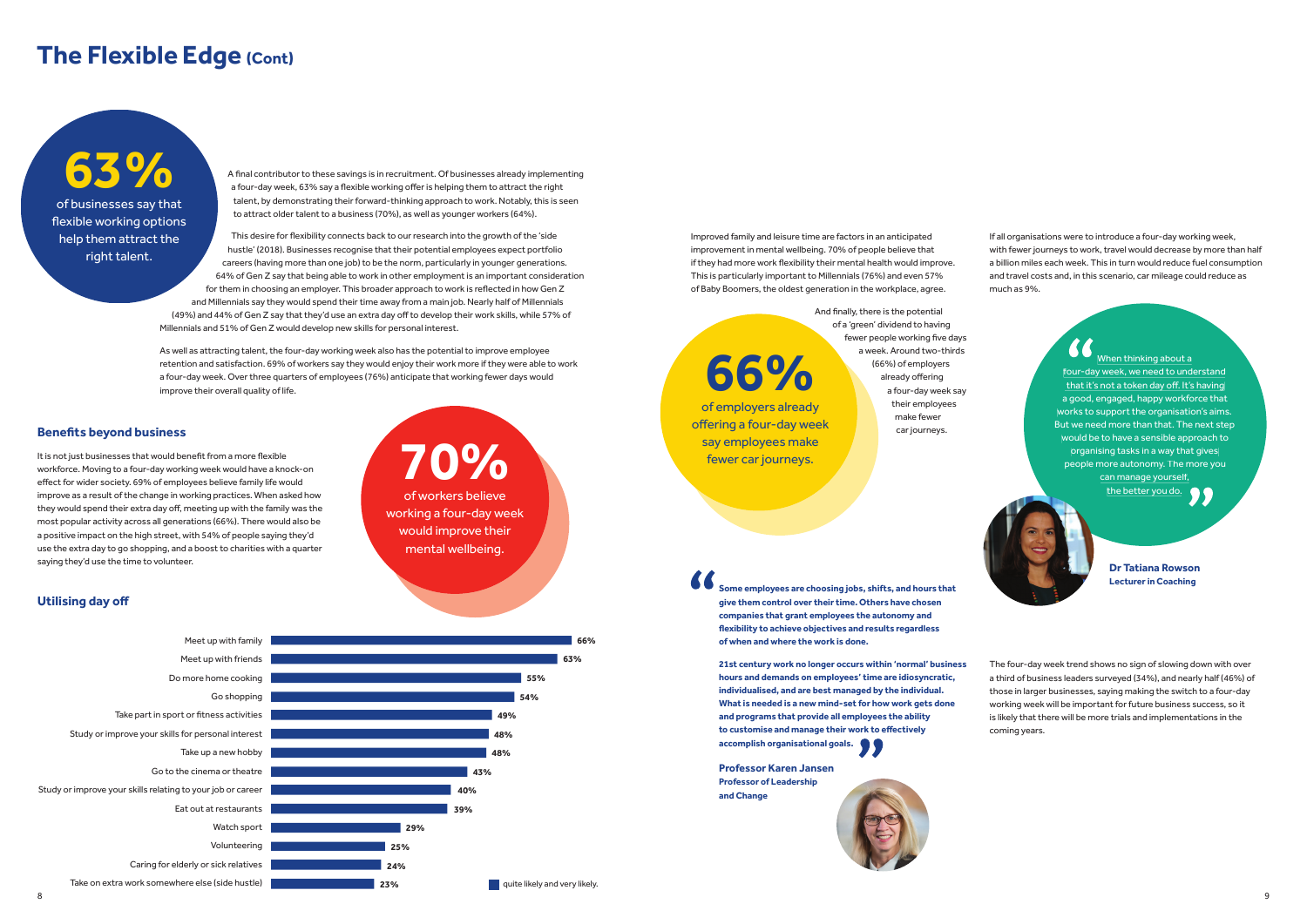# The Flexible Edge (Cont)

**63%** of businesses say that flexible working options help them attract the right talent.

A final contributor to these savings is in recruitment. Of businesses already implementing a four-day week, 63% say a flexible working offer is helping them to attract the right talent, by demonstrating their forward-thinking approach to work. Notably, this is seen to attract older talent to a business (70%), as well as younger workers (64%).

This desire for flexibility connects back to our research into the growth of the 'side hustle' (2018). Businesses recognise that their potential employees expect portfolio careers (having more than one job) to be the norm, particularly in younger generations. 64% of Gen Z say that being able to work in other employment is an important consideration for them in choosing an employer. This broader approach to work is reflected in how Gen Z and Millennials say they would spend their time away from a main job. Nearly half of Millennials (49%) and 44% of Gen Z say that they'd use an extra day off to develop their work skills, while 57% of Millennials and 51% of Gen Z would develop new skills for personal interest.

As well as attracting talent, the four-day working week also has the potential to improve employee retention and satisfaction. 69% of workers say they would enjoy their work more if they were able to work a four-day week. Over three quarters of employees (76%) anticipate that working fewer days would improve their overall quality of life.

## Benefits beyond business

It is not just businesses that would benefit from a more flexible workforce. Moving to a four-day working week would have a knock-on effect for wider society. 69% of employees believe family life would improve as a result of the change in working practices. When asked how they would spend their extra day off, meeting up with the family was the most popular activity across all generations (66%). There would also be a positive impact on the high street, with 54% of people saying they'd use the extra day to go shopping, and a boost to charities with a quarter saying they'd use the time to volunteer.

**70%** of workers believe working a four-day week would improve their mental wellbeing.

## Utilising day off

| Activity | quite likely and very likely |
|---|---|
| Meet up with family | 66% |
| Meet up with friends | 63% |
| Do more home cooking | 55% |
| Go shopping | 54% |
| Take part in sport or fitness activities | 49% |
| Study or improve your skills for personal interest | 48% |
| Take up a new hobby | 48% |
| Go to the cinema or theatre | 43% |
| Study or improve your skills relating to your job or career | 40% |
| Eat out at restaurants | 39% |
| Watch sport | 29% |
| Volunteering | 25% |
| Caring for elderly or sick relatives | 24% |
| Take on extra work somewhere else (side hustle) | 23% |

Improved family and leisure time are factors in an anticipated improvement in mental wellbeing. 70% of people believe that if they had more work flexibility their mental health would improve. This is particularly important to Millennials (76%) and even 57% of Baby Boomers, the oldest generation in the workplace, agree.

And finally, there is the potential of a 'green' dividend to having fewer people working five days a week. Around two-thirds (66%) of employers already offering a four-day week say their employees make fewer car journeys.

**66%** of employers already offering a four-day week say employees make fewer car journeys.

> **Some employees are choosing jobs, shifts, and hours that give them control over their time. Others have chosen companies that grant employees the autonomy and flexibility to achieve objectives and results regardless of when and where the work is done.**
>
> **21st century work no longer occurs within 'normal' business hours and demands on employees' time are idiosyncratic, individualised, and are best managed by the individual. What is needed is a new mind-set for how work gets done and programs that provide all employees the ability to customise and manage their work to effectively accomplish organisational goals.**
>
> **Professor Karen Jansen**
> **Professor of Leadership and Change**

If all organisations were to introduce a four-day working week, with fewer journeys to work, travel would decrease by more than half a billion miles each week. This in turn would reduce fuel consumption and travel costs and, in this scenario, car mileage could reduce as much as 9%.

> When thinking about a four-day week, we need to understand that it's not a token day off. It's having a good, engaged, happy workforce that works to support the organisation's aims. But we need more than that. The next step would be to have a sensible approach to organising tasks in a way that gives people more autonomy. The more you can manage yourself, the better you do.
>
> **Dr Tatiana Rowson**
> **Lecturer in Coaching**

The four-day week trend shows no sign of slowing down with over a third of business leaders surveyed (34%), and nearly half (46%) of those in larger businesses, saying making the switch to a four-day working week will be important for future business success, so it is likely that there will be more trials and implementations in the coming years.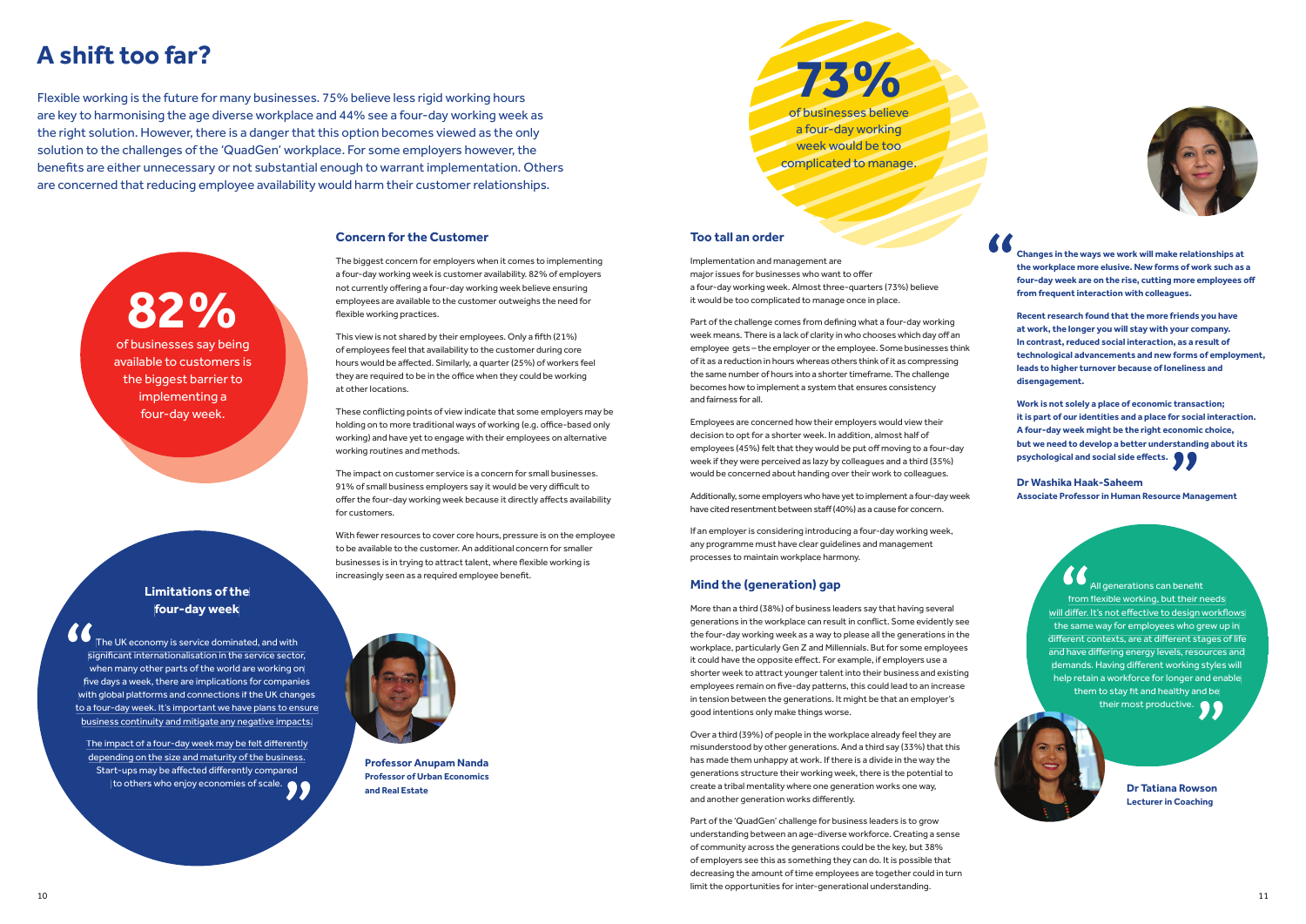# A shift too far?

Flexible working is the future for many businesses. 75% believe less rigid working hours are key to harmonising the age diverse workplace and 44% see a four-day working week as the right solution. However, there is a danger that this option becomes viewed as the only solution to the challenges of the 'QuadGen' workplace. For some employers however, the benefits are either unnecessary or not substantial enough to warrant implementation. Others are concerned that reducing employee availability would harm their customer relationships.

**82%** of businesses say being available to customers is the biggest barrier to implementing a four-day week.

### Concern for the Customer

The biggest concern for employers when it comes to implementing a four-day working week is customer availability. 82% of employers not currently offering a four-day working week believe ensuring employees are available to the customer outweighs the need for flexible working practices.

This view is not shared by their employees. Only a fifth (21%) of employees feel that availability to the customer during core hours would be affected. Similarly, a quarter (25%) of workers feel they are required to be in the office when they could be working at other locations.

These conflicting points of view indicate that some employers may be holding on to more traditional ways of working (e.g. office-based only working) and have yet to engage with their employees on alternative working routines and methods.

The impact on customer service is a concern for small businesses. 91% of small business employers say it would be very difficult to offer the four-day working week because it directly affects availability for customers.

With fewer resources to cover core hours, pressure is on the employee to be available to the customer. An additional concern for smaller businesses is in trying to attract talent, where flexible working is increasingly seen as a required employee benefit.

### Limitations of the four-day week

"The UK economy is service dominated, and with significant internationalisation in the service sector, when many other parts of the world are working on five days a week, there are implications for companies with global platforms and connections if the UK changes to a four-day week. It's important we have plans to ensure business continuity and mitigate any negative impacts.

The impact of a four-day week may be felt differently depending on the size and maturity of the business. Start-ups may be affected differently compared to others who enjoy economies of scale."

**Professor Anupam Nanda**
**Professor of Urban Economics and Real Estate**

**73%** of businesses believe a four-day working week would be too complicated to manage.

### Too tall an order

Implementation and management are major issues for businesses who want to offer a four-day working week. Almost three-quarters (73%) believe it would be too complicated to manage once in place.

Part of the challenge comes from defining what a four-day working week means. There is a lack of clarity in who chooses which day off an employee gets – the employer or the employee. Some businesses think of it as a reduction in hours whereas others think of it as compressing the same number of hours into a shorter timeframe. The challenge becomes how to implement a system that ensures consistency and fairness for all.

Employees are concerned how their employers would view their decision to opt for a shorter week. In addition, almost half of employees (45%) felt that they would be put off moving to a four-day week if they were perceived as lazy by colleagues and a third (35%) would be concerned about handing over their work to colleagues.

Additionally, some employers who have yet to implement a four-day week have cited resentment between staff (40%) as a cause for concern.

If an employer is considering introducing a four-day working week, any programme must have clear guidelines and management processes to maintain workplace harmony.

### Mind the (generation) gap

More than a third (38%) of business leaders say that having several generations in the workplace can result in conflict. Some evidently see the four-day working week as a way to please all the generations in the workplace, particularly Gen Z and Millennials. But for some employees it could have the opposite effect. For example, if employers use a shorter week to attract younger talent into their business and existing employees remain on five-day patterns, this could lead to an increase in tension between the generations. It might be that an employer's good intentions only make things worse.

Over a third (39%) of people in the workplace already feel they are misunderstood by other generations. And a third say (33%) that this has made them unhappy at work. If there is a divide in the way the generations structure their working week, there is the potential to create a tribal mentality where one generation works one way, and another generation works differently.

Part of the 'QuadGen' challenge for business leaders is to grow understanding between an age-diverse workforce. Creating a sense of community across the generations could be the key, but 38% of employers see this as something they can do. It is possible that decreasing the amount of time employees are together could in turn limit the opportunities for inter-generational understanding.

**"Changes in the ways we work will make relationships at the workplace more elusive. New forms of work such as a four-day week are on the rise, cutting more employees off from frequent interaction with colleagues.**

**Recent research found that the more friends you have at work, the longer you will stay with your company. In contrast, reduced social interaction, as a result of technological advancements and new forms of employment, leads to higher turnover because of loneliness and disengagement.**

**Work is not solely a place of economic transaction; it is part of our identities and a place for social interaction. A four-day week might be the right economic choice, but we need to develop a better understanding about its psychological and social side effects."**

**Dr Washika Haak-Saheem**
**Associate Professor in Human Resource Management**

"All generations can benefit from flexible working, but their needs will differ. It's not effective to design workflows the same way for employees who grew up in different contexts, are at different stages of life and have differing energy levels, resources and demands. Having different working styles will help retain a workforce for longer and enable them to stay fit and healthy and be their most productive."

**Dr Tatiana Rowson**
**Lecturer in Coaching**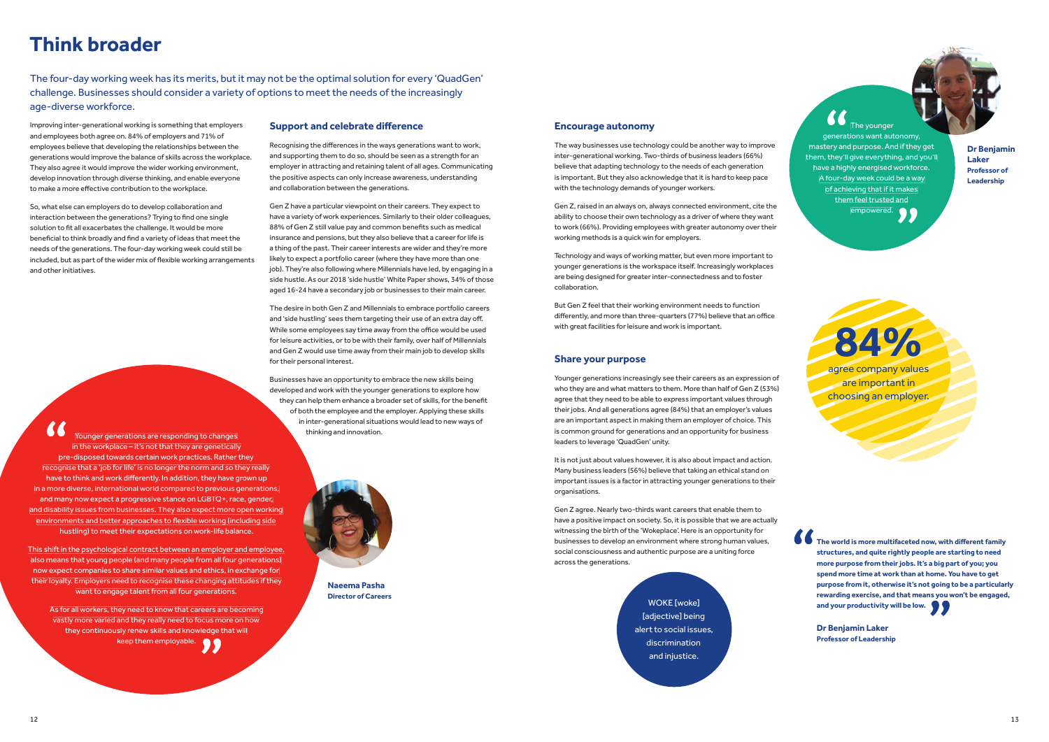# Think broader

The four-day working week has its merits, but it may not be the optimal solution for every 'QuadGen' challenge. Businesses should consider a variety of options to meet the needs of the increasingly age-diverse workforce.

Improving inter-generational working is something that employers and employees both agree on. 84% of employers and 71% of employees believe that developing the relationships between the generations would improve the balance of skills across the workplace. They also agree it would improve the wider working environment, develop innovation through diverse thinking, and enable everyone to make a more effective contribution to the workplace.

So, what else can employers do to develop collaboration and interaction between the generations? Trying to find one single solution to fit all exacerbates the challenge. It would be more beneficial to think broadly and find a variety of ideas that meet the needs of the generations. The four-day working week could still be included, but as part of the wider mix of flexible working arrangements and other initiatives.

> "Younger generations are responding to changes in the workplace – it's not that they are genetically pre-disposed towards certain work practices. Rather they recognise that a 'job for life' is no longer the norm and so they really have to think and work differently. In addition, they have grown up in a more diverse, international world compared to previous generations, and many now expect a progressive stance on LGBTQ+, race, gender, and disability issues from businesses. They also expect more open working environments and better approaches to flexible working (including side hustling) to meet their expectations on work-life balance.
>
> This shift in the psychological contract between an employer and employee, also means that young people (and many people from all four generations) now expect companies to share similar values and ethics, in exchange for their loyalty. Employers need to recognise these changing attitudes if they want to engage talent from all four generations.
>
> As for all workers, they need to know that careers are becoming vastly more varied and they really need to focus more on how they continuously renew skills and knowledge that will keep them employable."
>
> **Naeema Pasha**
> **Director of Careers**

## Support and celebrate difference

Recognising the differences in the ways generations want to work, and supporting them to do so, should be seen as a strength for an employer in attracting and retaining talent of all ages. Communicating the positive aspects can only increase awareness, understanding and collaboration between the generations.

Gen Z have a particular viewpoint on their careers. They expect to have a variety of work experiences. Similarly to their older colleagues, 88% of Gen Z still value pay and common benefits such as medical insurance and pensions, but they also believe that a career for life is a thing of the past. Their career interests are wider and they're more likely to expect a portfolio career (where they have more than one job). They're also following where Millennials have led, by engaging in a side hustle. As our 2018 'side hustle' White Paper shows, 34% of those aged 16-24 have a secondary job or businesses to their main career.

The desire in both Gen Z and Millennials to embrace portfolio careers and 'side hustling' sees them targeting their use of an extra day off. While some employees say time away from the office would be used for leisure activities, or to be with their family, over half of Millennials and Gen Z would use time away from their main job to develop skills for their personal interest.

Businesses have an opportunity to embrace the new skills being developed and work with the younger generations to explore how they can help them enhance a broader set of skills, for the benefit of both the employee and the employer. Applying these skills in inter-generational situations would lead to new ways of thinking and innovation.

## Encourage autonomy

The way businesses use technology could be another way to improve inter-generational working. Two-thirds of business leaders (66%) believe that adapting technology to the needs of each generation is important. But they also acknowledge that it is hard to keep pace with the technology demands of younger workers.

Gen Z, raised in an always on, always connected environment, cite the ability to choose their own technology as a driver of where they want to work (66%). Providing employees with greater autonomy over their working methods is a quick win for employers.

Technology and ways of working matter, but even more important to younger generations is the workspace itself. Increasingly workplaces are being designed for greater inter-connectedness and to foster collaboration.

But Gen Z feel that their working environment needs to function differently, and more than three-quarters (77%) believe that an office with great facilities for leisure and work is important.

## Share your purpose

Younger generations increasingly see their careers as an expression of who they are and what matters to them. More than half of Gen Z (53%) agree that they need to be able to express important values through their jobs. And all generations agree (84%) that an employer's values are an important aspect in making them an employer of choice. This is common ground for generations and an opportunity for business leaders to leverage 'QuadGen' unity.

It is not just about values however, it is also about impact and action. Many business leaders (56%) believe that taking an ethical stand on important issues is a factor in attracting younger generations to their organisations.

Gen Z agree. Nearly two-thirds want careers that enable them to have a positive impact on society. So, it is possible that we are actually witnessing the birth of the 'Wokeplace'. Here is an opportunity for businesses to develop an environment where strong human values, social consciousness and authentic purpose are a uniting force across the generations.

WOKE [woke] [adjective] being alert to social issues, discrimination and injustice.

> "The younger generations want autonomy, mastery and purpose. And if they get them, they'll give everything, and you'll have a highly energised workforce. A four-day week could be a way of achieving that if it makes them feel trusted and empowered."
>
> **Dr Benjamin Laker**
> **Professor of Leadership**

**84%** agree company values are important in choosing an employer.

> **"The world is more multifaceted now, with different family structures, and quite rightly people are starting to need more purpose from their jobs. It's a big part of you; you spend more time at work than at home. You have to get purpose from it, otherwise it's not going to be a particularly rewarding exercise, and that means you won't be engaged, and your productivity will be low."**
>
> **Dr Benjamin Laker**
> **Professor of Leadership**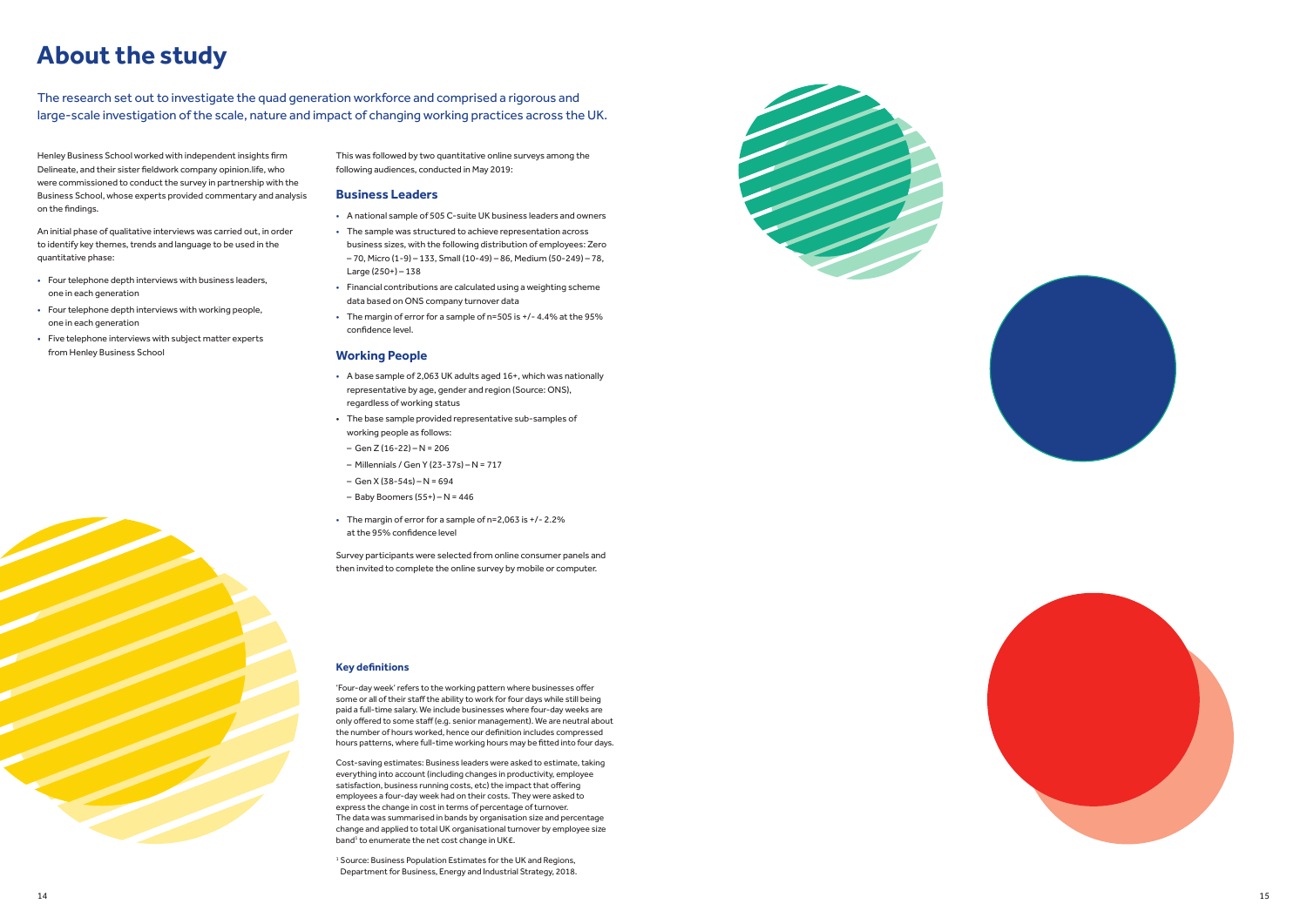# About the study

The research set out to investigate the quad generation workforce and comprised a rigorous and large-scale investigation of the scale, nature and impact of changing working practices across the UK.

Henley Business School worked with independent insights firm Delineate, and their sister fieldwork company opinion.life, who were commissioned to conduct the survey in partnership with the Business School, whose experts provided commentary and analysis on the findings.

An initial phase of qualitative interviews was carried out, in order to identify key themes, trends and language to be used in the quantitative phase:

- Four telephone depth interviews with business leaders, one in each generation
- Four telephone depth interviews with working people, one in each generation
- Five telephone interviews with subject matter experts from Henley Business School

This was followed by two quantitative online surveys among the following audiences, conducted in May 2019:

## Business Leaders

- A national sample of 505 C-suite UK business leaders and owners
- The sample was structured to achieve representation across business sizes, with the following distribution of employees: Zero – 70, Micro (1-9) – 133, Small (10-49) – 86, Medium (50-249) – 78, Large (250+) – 138
- Financial contributions are calculated using a weighting scheme data based on ONS company turnover data
- The margin of error for a sample of n=505 is +/- 4.4% at the 95% confidence level.

## Working People

- A base sample of 2,063 UK adults aged 16+, which was nationally representative by age, gender and region (Source: ONS), regardless of working status
- The base sample provided representative sub-samples of working people as follows:
  - Gen Z (16-22) – N = 206
  - Millennials / Gen Y (23-37s) – N = 717
  - Gen X (38-54s) – N = 694
  - Baby Boomers (55+) – N = 446
- The margin of error for a sample of n=2,063 is +/- 2.2% at the 95% confidence level

Survey participants were selected from online consumer panels and then invited to complete the online survey by mobile or computer.

### Key definitions

'Four-day week' refers to the working pattern where businesses offer some or all of their staff the ability to work for four days while still being paid a full-time salary. We include businesses where four-day weeks are only offered to some staff (e.g. senior management). We are neutral about the number of hours worked, hence our definition includes compressed hours patterns, where full-time working hours may be fitted into four days.

Cost-saving estimates: Business leaders were asked to estimate, taking everything into account (including changes in productivity, employee satisfaction, business running costs, etc) the impact that offering employees a four-day week had on their costs. They were asked to express the change in cost in terms of percentage of turnover. The data was summarised in bands by organisation size and percentage change and applied to total UK organisational turnover by employee size band[1] to enumerate the net cost change in UK£.

[1] Source: Business Population Estimates for the UK and Regions, Department for Business, Energy and Industrial Strategy, 2018.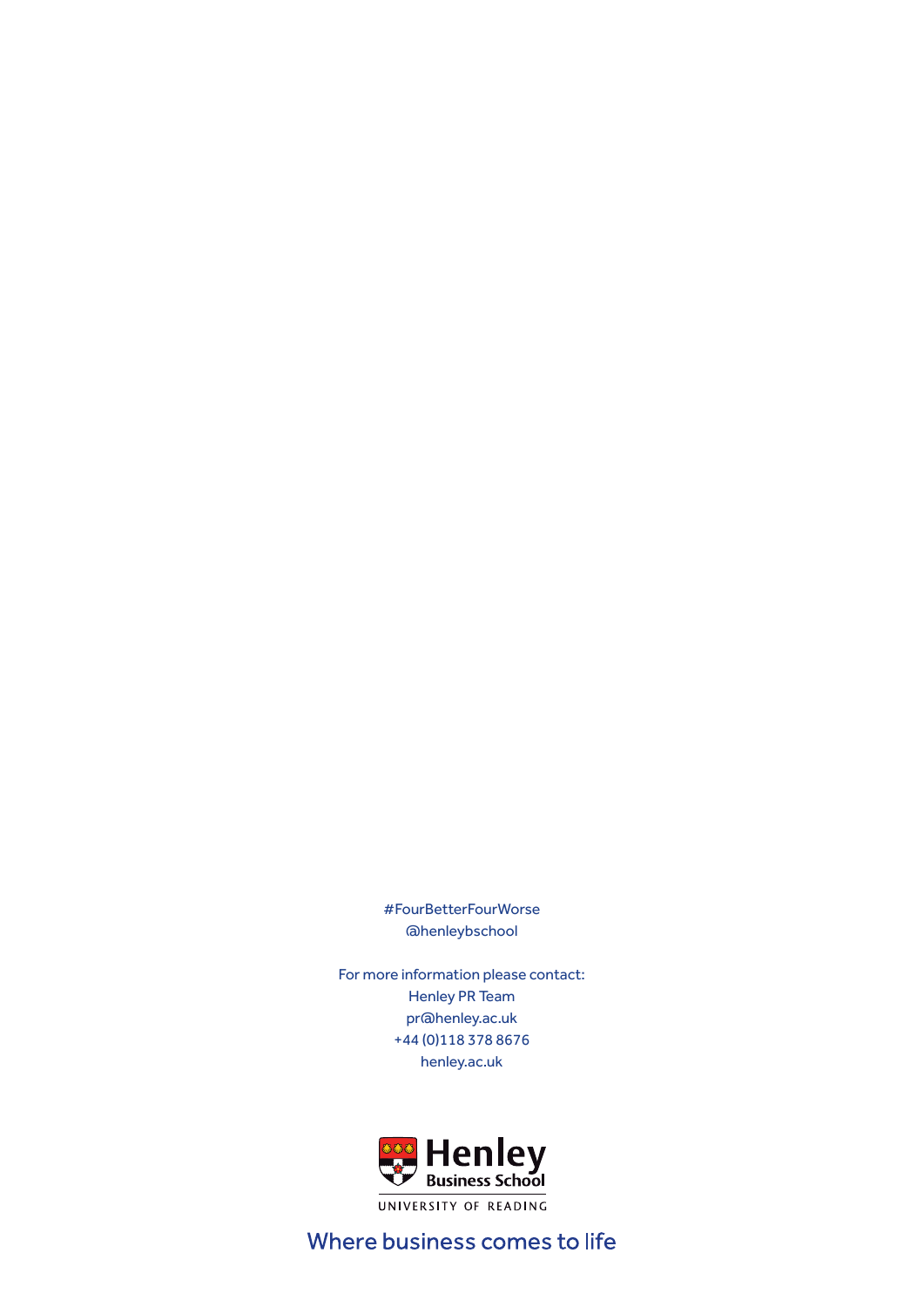#FourBetterFourWorse
@henleybschool

For more information please contact:
Henley PR Team
pr@henley.ac.uk
+44 (0)118 378 8676
henley.ac.uk

Henley Business School
UNIVERSITY OF READING

Where business comes to life